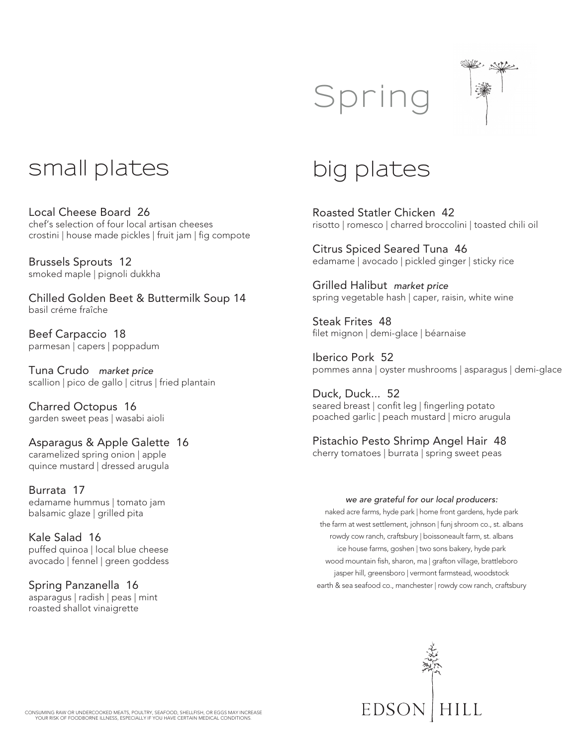# Spring

## small plates

**Local Cheese Board 26**
chef's selection of four local artisan cheeses
crostini | house made pickles | fruit jam | fig compote

**Brussels Sprouts 12**
smoked maple | pignoli dukkha

**Chilled Golden Beet & Buttermilk Soup 14**
basil créme fraîche

**Beef Carpaccio 18**
parmesan | capers | poppadum

**Tuna Crudo** *market price*
scallion | pico de gallo | citrus | fried plantain

**Charred Octopus 16**
garden sweet peas | wasabi aioli

**Asparagus & Apple Galette 16**
caramelized spring onion | apple
quince mustard | dressed arugula

**Burrata 17**
edamame hummus | tomato jam
balsamic glaze | grilled pita

**Kale Salad 16**
puffed quinoa | local blue cheese
avocado | fennel | green goddess

**Spring Panzanella 16**
asparagus | radish | peas | mint
roasted shallot vinaigrette

## big plates

**Roasted Statler Chicken 42**
risotto | romesco | charred broccolini | toasted chili oil

**Citrus Spiced Seared Tuna 46**
edamame | avocado | pickled ginger | sticky rice

**Grilled Halibut** *market price*
spring vegetable hash | caper, raisin, white wine

**Steak Frites 48**
filet mignon | demi-glace | béarnaise

**Iberico Pork 52**
pommes anna | oyster mushrooms | asparagus | demi-glace

**Duck, Duck... 52**
seared breast | confit leg | fingerling potato
poached garlic | peach mustard | micro arugula

**Pistachio Pesto Shrimp Angel Hair 48**
cherry tomatoes | burrata | spring sweet peas

*we are grateful for our local producers:*
naked acre farms, hyde park | home front gardens, hyde park
the farm at west settlement, johnson | funj shroom co., st. albans
rowdy cow ranch, craftsbury | boissoneault farm, st. albans
ice house farms, goshen | two sons bakery, hyde park
wood mountain fish, sharon, ma | grafton village, brattleboro
jasper hill, greensboro | vermont farmstead, woodstock
earth & sea seafood co., manchester | rowdy cow ranch, craftsbury

CONSUMING RAW OR UNDERCOOKED MEATS, POULTRY, SEAFOOD, SHELLFISH, OR EGGS MAY INCREASE YOUR RISK OF FOODBORNE ILLNESS, ESPECIALLY IF YOU HAVE CERTAIN MEDICAL CONDITIONS.

EDSON | HILL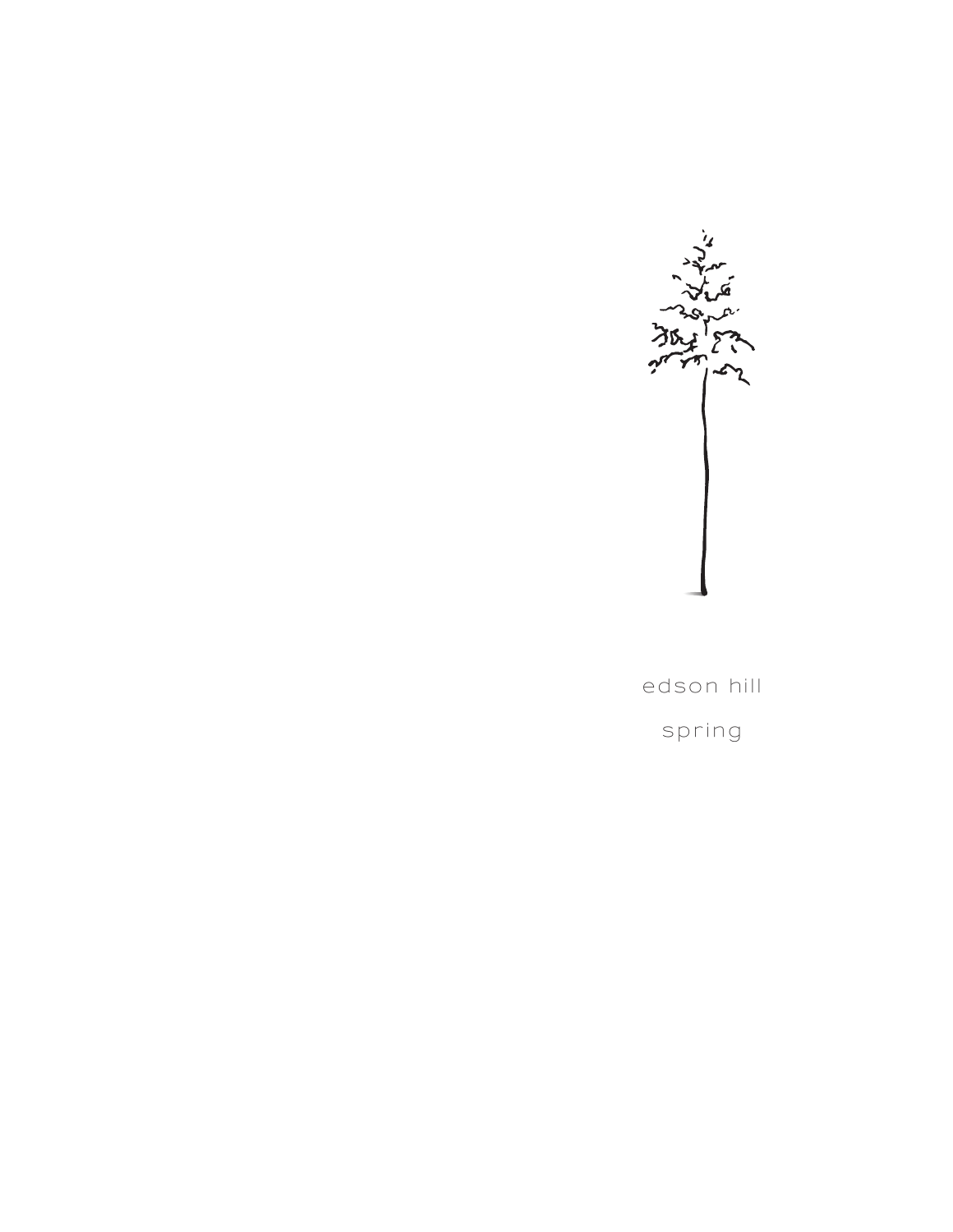edson hill

spring